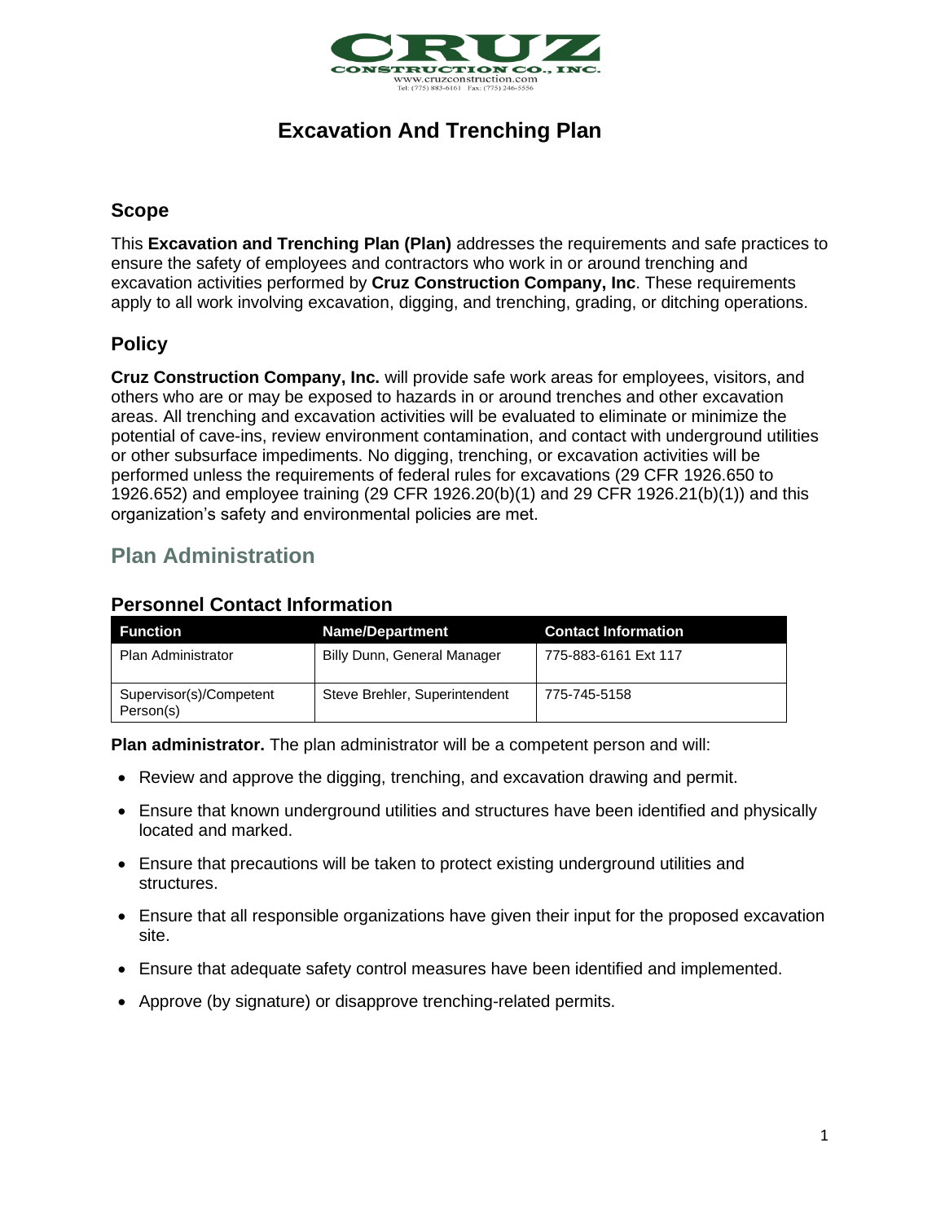# Excavation And Trenching Plan

## Scope

This **Excavation and Trenching Plan (Plan)** addresses the requirements and safe practices to ensure the safety of employees and contractors who work in or around trenching and excavation activities performed by **Cruz Construction Company, Inc**. These requirements apply to all work involving excavation, digging, and trenching, grading, or ditching operations.

## Policy

**Cruz Construction Company, Inc.** will provide safe work areas for employees, visitors, and others who are or may be exposed to hazards in or around trenches and other excavation areas. All trenching and excavation activities will be evaluated to eliminate or minimize the potential of cave-ins, review environment contamination, and contact with underground utilities or other subsurface impediments. No digging, trenching, or excavation activities will be performed unless the requirements of federal rules for excavations (29 CFR 1926.650 to 1926.652) and employee training (29 CFR 1926.20(b)(1) and 29 CFR 1926.21(b)(1)) and this organization's safety and environmental policies are met.

## Plan Administration

### Personnel Contact Information

| Function | Name/Department | Contact Information |
| --- | --- | --- |
| Plan Administrator | Billy Dunn, General Manager | 775-883-6161 Ext 117 |
| Supervisor(s)/Competent Person(s) | Steve Brehler, Superintendent | 775-745-5158 |

**Plan administrator.** The plan administrator will be a competent person and will:

- Review and approve the digging, trenching, and excavation drawing and permit.
- Ensure that known underground utilities and structures have been identified and physically located and marked.
- Ensure that precautions will be taken to protect existing underground utilities and structures.
- Ensure that all responsible organizations have given their input for the proposed excavation site.
- Ensure that adequate safety control measures have been identified and implemented.
- Approve (by signature) or disapprove trenching-related permits.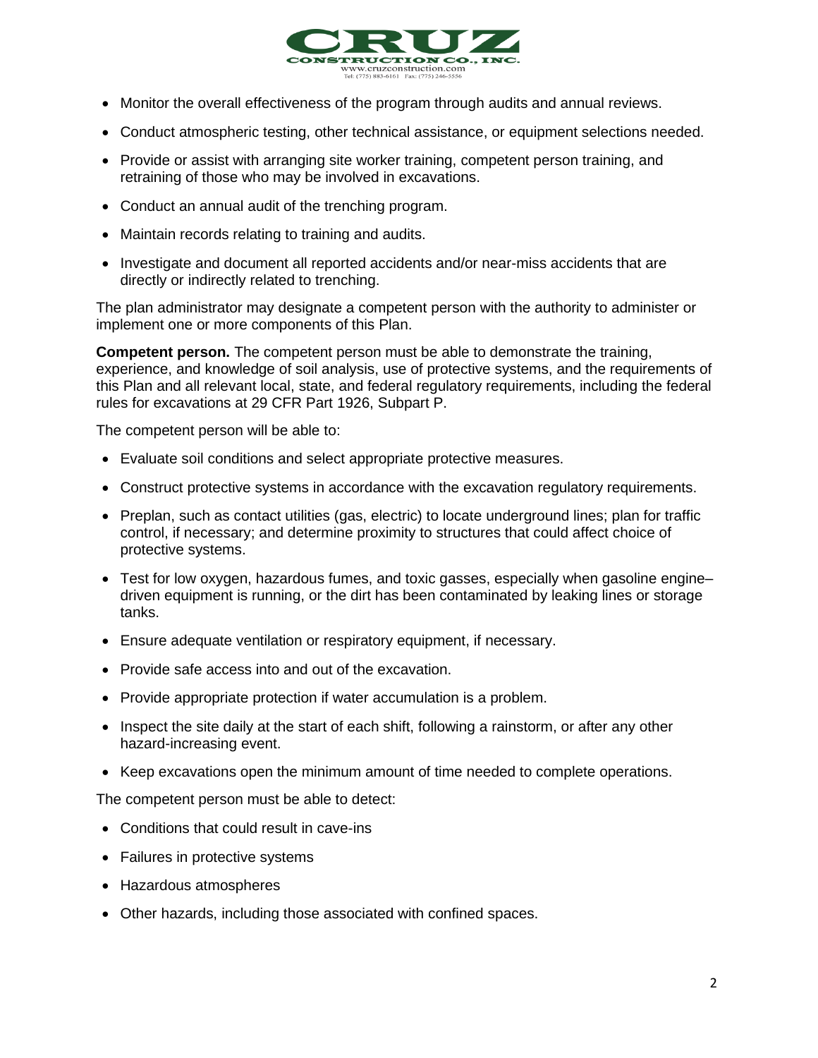- Monitor the overall effectiveness of the program through audits and annual reviews.
- Conduct atmospheric testing, other technical assistance, or equipment selections needed.
- Provide or assist with arranging site worker training, competent person training, and retraining of those who may be involved in excavations.
- Conduct an annual audit of the trenching program.
- Maintain records relating to training and audits.
- Investigate and document all reported accidents and/or near-miss accidents that are directly or indirectly related to trenching.

The plan administrator may designate a competent person with the authority to administer or implement one or more components of this Plan.

**Competent person.** The competent person must be able to demonstrate the training, experience, and knowledge of soil analysis, use of protective systems, and the requirements of this Plan and all relevant local, state, and federal regulatory requirements, including the federal rules for excavations at 29 CFR Part 1926, Subpart P.

The competent person will be able to:

- Evaluate soil conditions and select appropriate protective measures.
- Construct protective systems in accordance with the excavation regulatory requirements.
- Preplan, such as contact utilities (gas, electric) to locate underground lines; plan for traffic control, if necessary; and determine proximity to structures that could affect choice of protective systems.
- Test for low oxygen, hazardous fumes, and toxic gasses, especially when gasoline engine–driven equipment is running, or the dirt has been contaminated by leaking lines or storage tanks.
- Ensure adequate ventilation or respiratory equipment, if necessary.
- Provide safe access into and out of the excavation.
- Provide appropriate protection if water accumulation is a problem.
- Inspect the site daily at the start of each shift, following a rainstorm, or after any other hazard-increasing event.
- Keep excavations open the minimum amount of time needed to complete operations.

The competent person must be able to detect:

- Conditions that could result in cave-ins
- Failures in protective systems
- Hazardous atmospheres
- Other hazards, including those associated with confined spaces.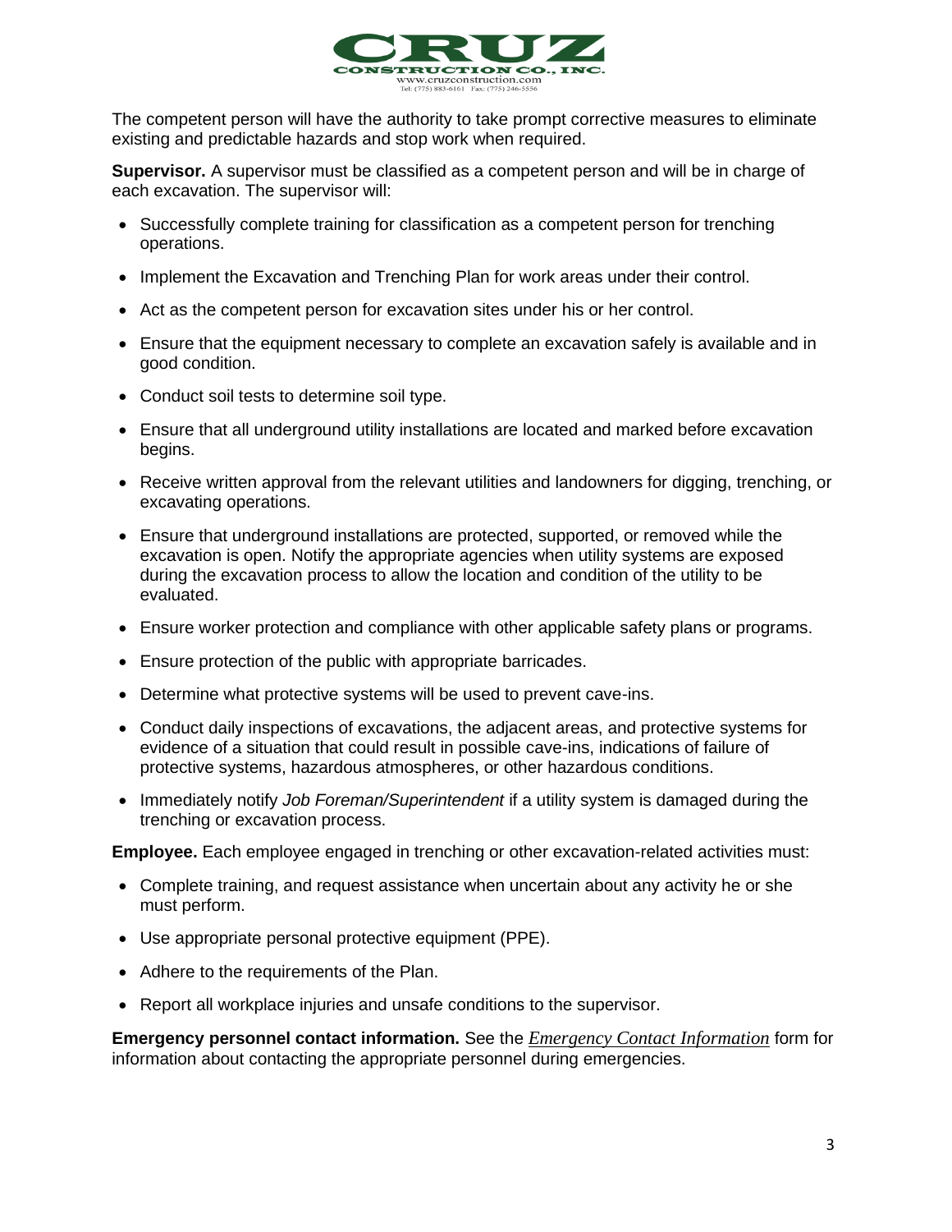The competent person will have the authority to take prompt corrective measures to eliminate existing and predictable hazards and stop work when required.

**Supervisor.** A supervisor must be classified as a competent person and will be in charge of each excavation. The supervisor will:

- Successfully complete training for classification as a competent person for trenching operations.
- Implement the Excavation and Trenching Plan for work areas under their control.
- Act as the competent person for excavation sites under his or her control.
- Ensure that the equipment necessary to complete an excavation safely is available and in good condition.
- Conduct soil tests to determine soil type.
- Ensure that all underground utility installations are located and marked before excavation begins.
- Receive written approval from the relevant utilities and landowners for digging, trenching, or excavating operations.
- Ensure that underground installations are protected, supported, or removed while the excavation is open. Notify the appropriate agencies when utility systems are exposed during the excavation process to allow the location and condition of the utility to be evaluated.
- Ensure worker protection and compliance with other applicable safety plans or programs.
- Ensure protection of the public with appropriate barricades.
- Determine what protective systems will be used to prevent cave-ins.
- Conduct daily inspections of excavations, the adjacent areas, and protective systems for evidence of a situation that could result in possible cave-ins, indications of failure of protective systems, hazardous atmospheres, or other hazardous conditions.
- Immediately notify *Job Foreman/Superintendent* if a utility system is damaged during the trenching or excavation process.

**Employee.** Each employee engaged in trenching or other excavation-related activities must:

- Complete training, and request assistance when uncertain about any activity he or she must perform.
- Use appropriate personal protective equipment (PPE).
- Adhere to the requirements of the Plan.
- Report all workplace injuries and unsafe conditions to the supervisor.

**Emergency personnel contact information.** See the *Emergency Contact Information* form for information about contacting the appropriate personnel during emergencies.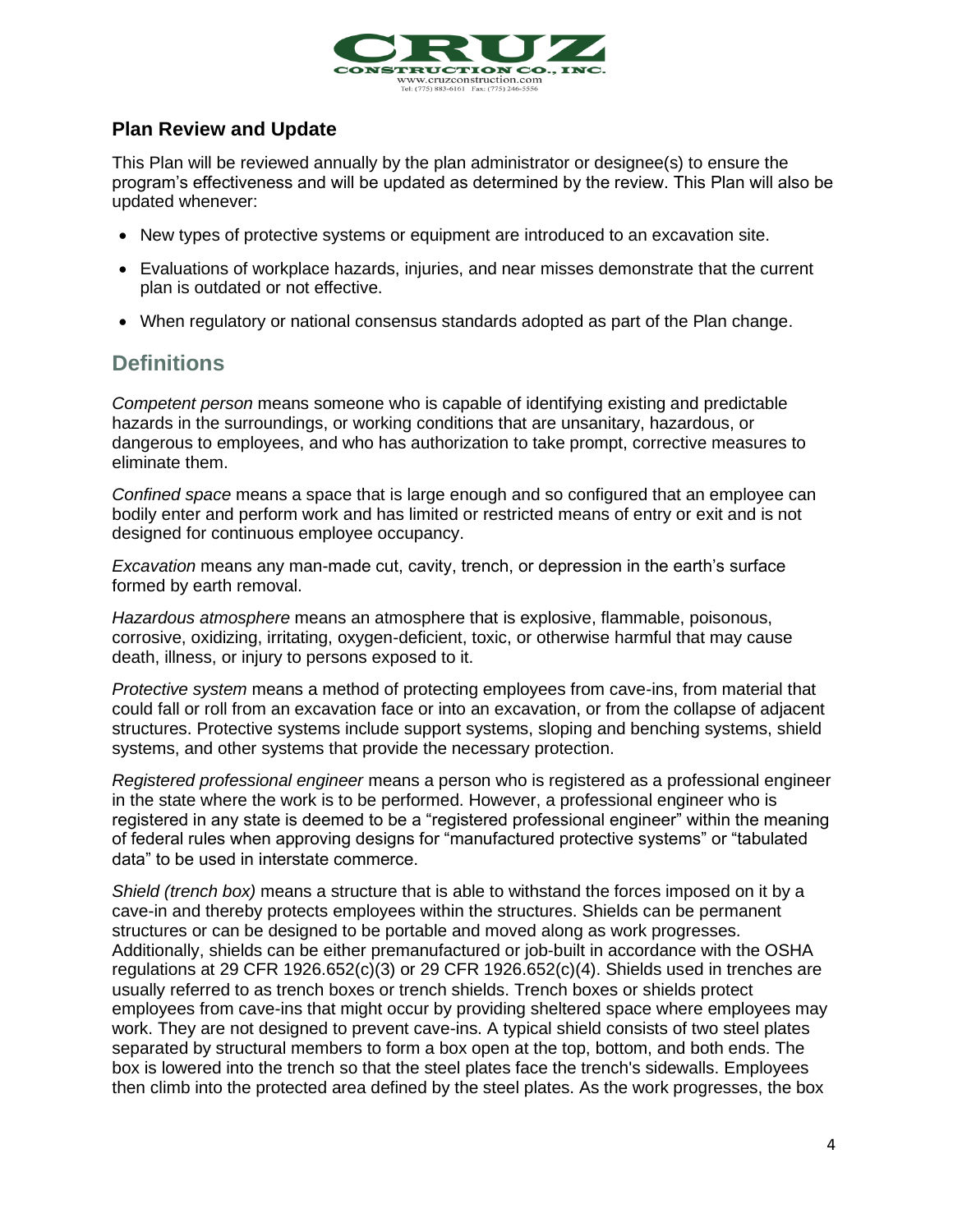## Plan Review and Update

This Plan will be reviewed annually by the plan administrator or designee(s) to ensure the program's effectiveness and will be updated as determined by the review. This Plan will also be updated whenever:

- New types of protective systems or equipment are introduced to an excavation site.
- Evaluations of workplace hazards, injuries, and near misses demonstrate that the current plan is outdated or not effective.
- When regulatory or national consensus standards adopted as part of the Plan change.

## Definitions

*Competent person* means someone who is capable of identifying existing and predictable hazards in the surroundings, or working conditions that are unsanitary, hazardous, or dangerous to employees, and who has authorization to take prompt, corrective measures to eliminate them.

*Confined space* means a space that is large enough and so configured that an employee can bodily enter and perform work and has limited or restricted means of entry or exit and is not designed for continuous employee occupancy.

*Excavation* means any man-made cut, cavity, trench, or depression in the earth's surface formed by earth removal.

*Hazardous atmosphere* means an atmosphere that is explosive, flammable, poisonous, corrosive, oxidizing, irritating, oxygen-deficient, toxic, or otherwise harmful that may cause death, illness, or injury to persons exposed to it.

*Protective system* means a method of protecting employees from cave-ins, from material that could fall or roll from an excavation face or into an excavation, or from the collapse of adjacent structures. Protective systems include support systems, sloping and benching systems, shield systems, and other systems that provide the necessary protection.

*Registered professional engineer* means a person who is registered as a professional engineer in the state where the work is to be performed. However, a professional engineer who is registered in any state is deemed to be a "registered professional engineer" within the meaning of federal rules when approving designs for "manufactured protective systems" or "tabulated data" to be used in interstate commerce.

*Shield (trench box)* means a structure that is able to withstand the forces imposed on it by a cave-in and thereby protects employees within the structures. Shields can be permanent structures or can be designed to be portable and moved along as work progresses. Additionally, shields can be either premanufactured or job-built in accordance with the OSHA regulations at 29 CFR 1926.652(c)(3) or 29 CFR 1926.652(c)(4). Shields used in trenches are usually referred to as trench boxes or trench shields. Trench boxes or shields protect employees from cave-ins that might occur by providing sheltered space where employees may work. They are not designed to prevent cave-ins. A typical shield consists of two steel plates separated by structural members to form a box open at the top, bottom, and both ends. The box is lowered into the trench so that the steel plates face the trench's sidewalls. Employees then climb into the protected area defined by the steel plates. As the work progresses, the box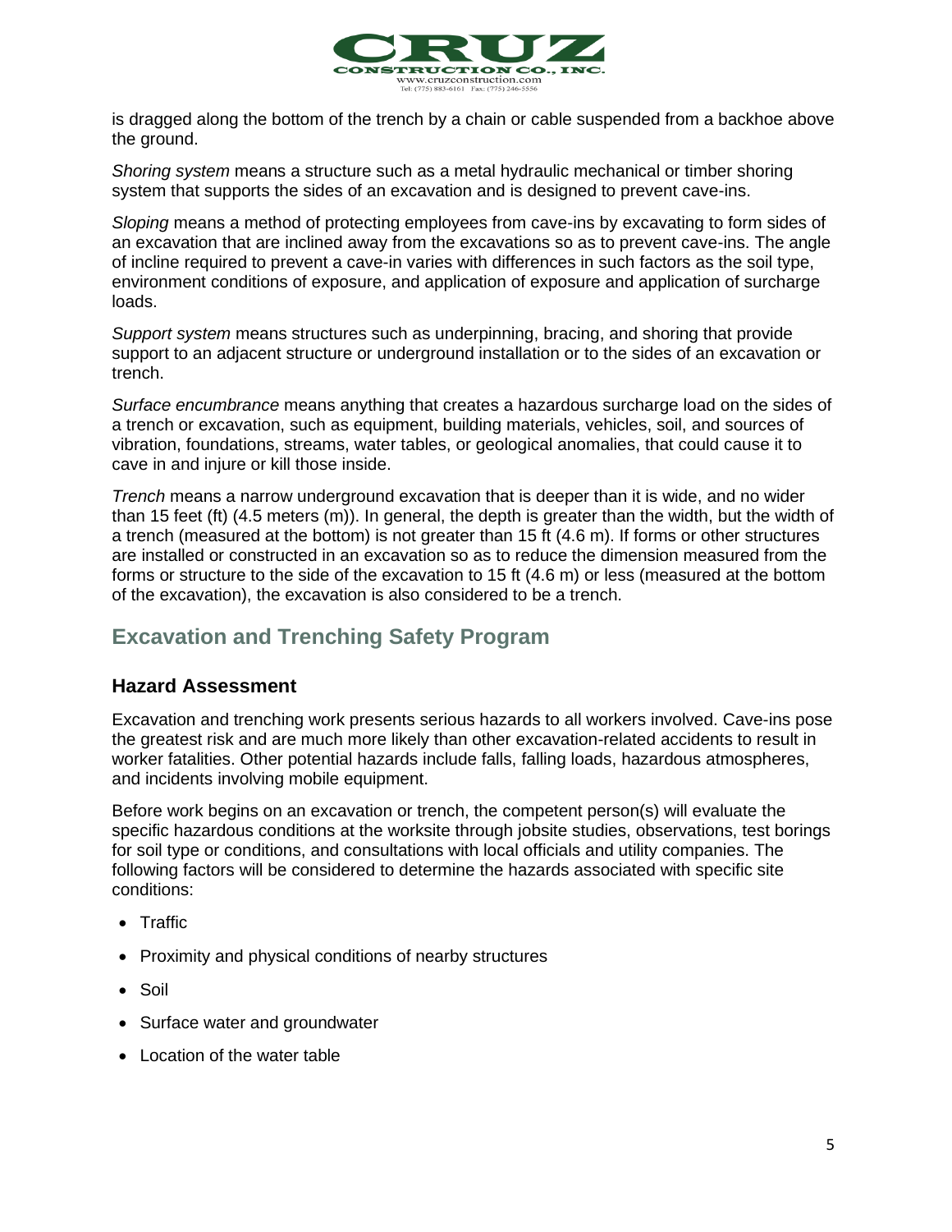is dragged along the bottom of the trench by a chain or cable suspended from a backhoe above the ground.

*Shoring system* means a structure such as a metal hydraulic mechanical or timber shoring system that supports the sides of an excavation and is designed to prevent cave-ins.

*Sloping* means a method of protecting employees from cave-ins by excavating to form sides of an excavation that are inclined away from the excavations so as to prevent cave-ins. The angle of incline required to prevent a cave-in varies with differences in such factors as the soil type, environment conditions of exposure, and application of exposure and application of surcharge loads.

*Support system* means structures such as underpinning, bracing, and shoring that provide support to an adjacent structure or underground installation or to the sides of an excavation or trench.

*Surface encumbrance* means anything that creates a hazardous surcharge load on the sides of a trench or excavation, such as equipment, building materials, vehicles, soil, and sources of vibration, foundations, streams, water tables, or geological anomalies, that could cause it to cave in and injure or kill those inside.

*Trench* means a narrow underground excavation that is deeper than it is wide, and no wider than 15 feet (ft) (4.5 meters (m)). In general, the depth is greater than the width, but the width of a trench (measured at the bottom) is not greater than 15 ft (4.6 m). If forms or other structures are installed or constructed in an excavation so as to reduce the dimension measured from the forms or structure to the side of the excavation to 15 ft (4.6 m) or less (measured at the bottom of the excavation), the excavation is also considered to be a trench.

## Excavation and Trenching Safety Program

### Hazard Assessment

Excavation and trenching work presents serious hazards to all workers involved. Cave-ins pose the greatest risk and are much more likely than other excavation-related accidents to result in worker fatalities. Other potential hazards include falls, falling loads, hazardous atmospheres, and incidents involving mobile equipment.

Before work begins on an excavation or trench, the competent person(s) will evaluate the specific hazardous conditions at the worksite through jobsite studies, observations, test borings for soil type or conditions, and consultations with local officials and utility companies. The following factors will be considered to determine the hazards associated with specific site conditions:

- Traffic
- Proximity and physical conditions of nearby structures
- Soil
- Surface water and groundwater
- Location of the water table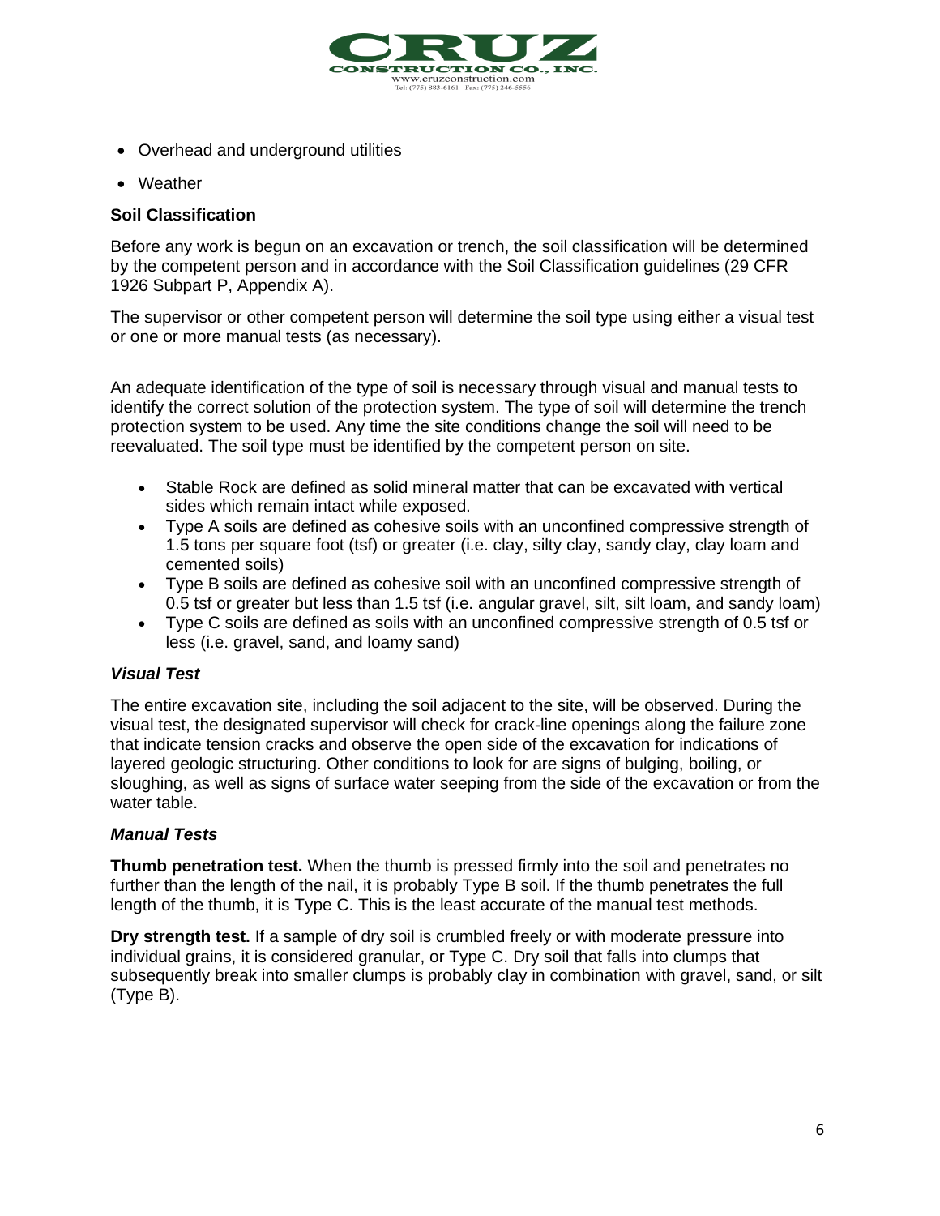- Overhead and underground utilities
- Weather

**Soil Classification**

Before any work is begun on an excavation or trench, the soil classification will be determined by the competent person and in accordance with the Soil Classification guidelines (29 CFR 1926 Subpart P, Appendix A).

The supervisor or other competent person will determine the soil type using either a visual test or one or more manual tests (as necessary).

An adequate identification of the type of soil is necessary through visual and manual tests to identify the correct solution of the protection system. The type of soil will determine the trench protection system to be used. Any time the site conditions change the soil will need to be reevaluated. The soil type must be identified by the competent person on site.

- Stable Rock are defined as solid mineral matter that can be excavated with vertical sides which remain intact while exposed.
- Type A soils are defined as cohesive soils with an unconfined compressive strength of 1.5 tons per square foot (tsf) or greater (i.e. clay, silty clay, sandy clay, clay loam and cemented soils)
- Type B soils are defined as cohesive soil with an unconfined compressive strength of 0.5 tsf or greater but less than 1.5 tsf (i.e. angular gravel, silt, silt loam, and sandy loam)
- Type C soils are defined as soils with an unconfined compressive strength of 0.5 tsf or less (i.e. gravel, sand, and loamy sand)

***Visual Test***

The entire excavation site, including the soil adjacent to the site, will be observed. During the visual test, the designated supervisor will check for crack-line openings along the failure zone that indicate tension cracks and observe the open side of the excavation for indications of layered geologic structuring. Other conditions to look for are signs of bulging, boiling, or sloughing, as well as signs of surface water seeping from the side of the excavation or from the water table.

***Manual Tests***

**Thumb penetration test.** When the thumb is pressed firmly into the soil and penetrates no further than the length of the nail, it is probably Type B soil. If the thumb penetrates the full length of the thumb, it is Type C. This is the least accurate of the manual test methods.

**Dry strength test.** If a sample of dry soil is crumbled freely or with moderate pressure into individual grains, it is considered granular, or Type C. Dry soil that falls into clumps that subsequently break into smaller clumps is probably clay in combination with gravel, sand, or silt (Type B).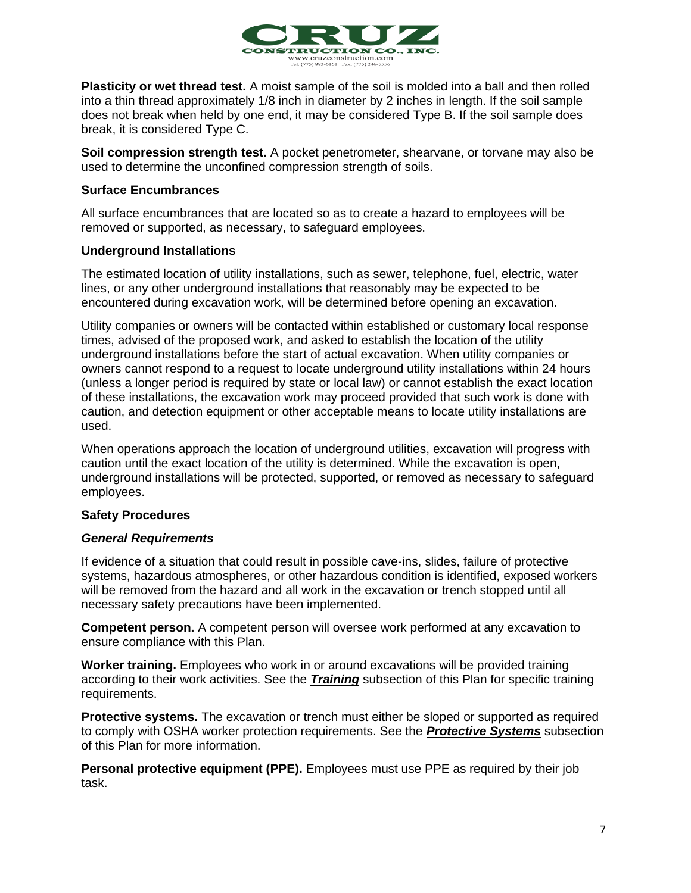**Plasticity or wet thread test.** A moist sample of the soil is molded into a ball and then rolled into a thin thread approximately 1/8 inch in diameter by 2 inches in length. If the soil sample does not break when held by one end, it may be considered Type B. If the soil sample does break, it is considered Type C.

**Soil compression strength test.** A pocket penetrometer, shearvane, or torvane may also be used to determine the unconfined compression strength of soils.

### Surface Encumbrances

All surface encumbrances that are located so as to create a hazard to employees will be removed or supported, as necessary, to safeguard employees.

### Underground Installations

The estimated location of utility installations, such as sewer, telephone, fuel, electric, water lines, or any other underground installations that reasonably may be expected to be encountered during excavation work, will be determined before opening an excavation.

Utility companies or owners will be contacted within established or customary local response times, advised of the proposed work, and asked to establish the location of the utility underground installations before the start of actual excavation. When utility companies or owners cannot respond to a request to locate underground utility installations within 24 hours (unless a longer period is required by state or local law) or cannot establish the exact location of these installations, the excavation work may proceed provided that such work is done with caution, and detection equipment or other acceptable means to locate utility installations are used.

When operations approach the location of underground utilities, excavation will progress with caution until the exact location of the utility is determined. While the excavation is open, underground installations will be protected, supported, or removed as necessary to safeguard employees.

### Safety Procedures

#### *General Requirements*

If evidence of a situation that could result in possible cave-ins, slides, failure of protective systems, hazardous atmospheres, or other hazardous condition is identified, exposed workers will be removed from the hazard and all work in the excavation or trench stopped until all necessary safety precautions have been implemented.

**Competent person.** A competent person will oversee work performed at any excavation to ensure compliance with this Plan.

**Worker training.** Employees who work in or around excavations will be provided training according to their work activities. See the ***Training*** subsection of this Plan for specific training requirements.

**Protective systems.** The excavation or trench must either be sloped or supported as required to comply with OSHA worker protection requirements. See the ***Protective Systems*** subsection of this Plan for more information.

**Personal protective equipment (PPE).** Employees must use PPE as required by their job task.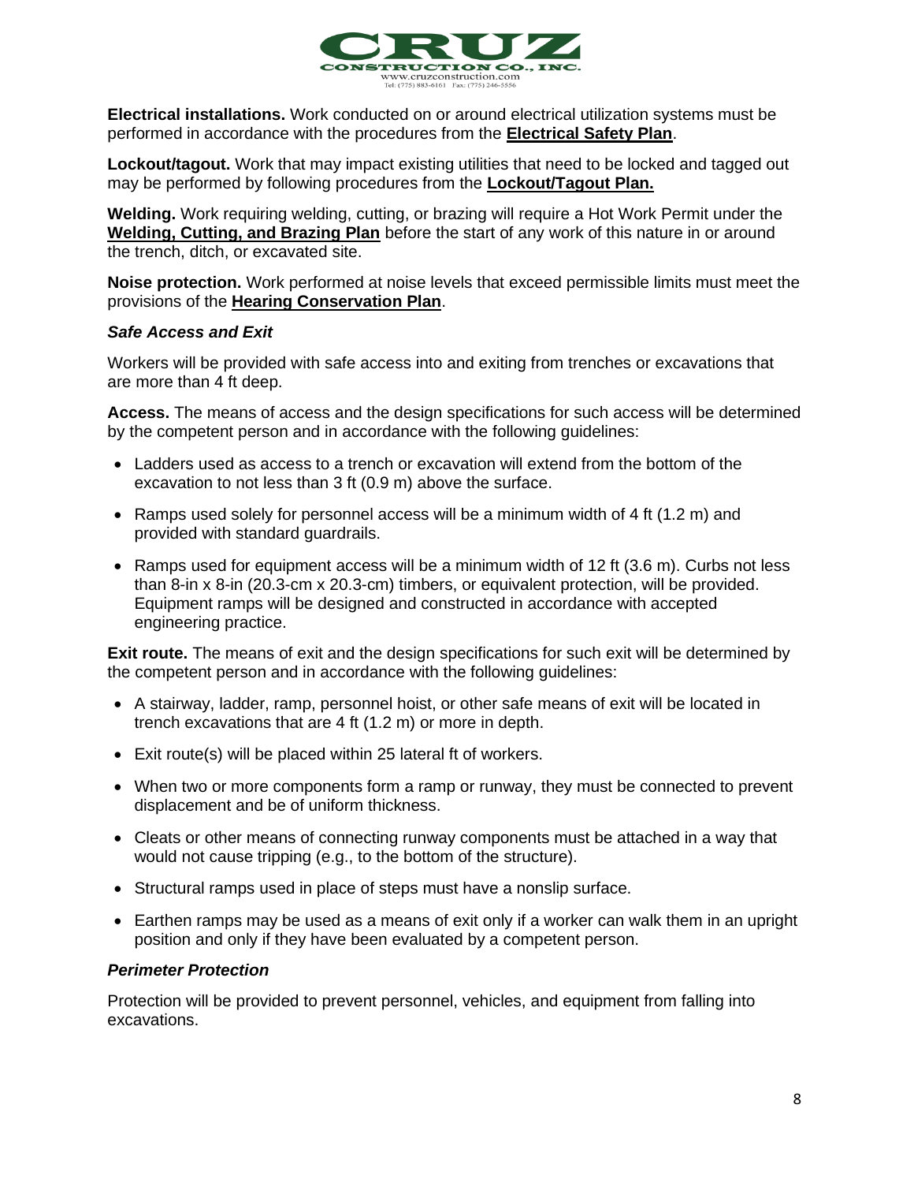**Electrical installations.** Work conducted on or around electrical utilization systems must be performed in accordance with the procedures from the **Electrical Safety Plan**.

**Lockout/tagout.** Work that may impact existing utilities that need to be locked and tagged out may be performed by following procedures from the **Lockout/Tagout Plan.**

**Welding.** Work requiring welding, cutting, or brazing will require a Hot Work Permit under the **Welding, Cutting, and Brazing Plan** before the start of any work of this nature in or around the trench, ditch, or excavated site.

**Noise protection.** Work performed at noise levels that exceed permissible limits must meet the provisions of the **Hearing Conservation Plan**.

***Safe Access and Exit***

Workers will be provided with safe access into and exiting from trenches or excavations that are more than 4 ft deep.

**Access.** The means of access and the design specifications for such access will be determined by the competent person and in accordance with the following guidelines:

- Ladders used as access to a trench or excavation will extend from the bottom of the excavation to not less than 3 ft (0.9 m) above the surface.
- Ramps used solely for personnel access will be a minimum width of 4 ft (1.2 m) and provided with standard guardrails.
- Ramps used for equipment access will be a minimum width of 12 ft (3.6 m). Curbs not less than 8-in x 8-in (20.3-cm x 20.3-cm) timbers, or equivalent protection, will be provided. Equipment ramps will be designed and constructed in accordance with accepted engineering practice.

**Exit route.** The means of exit and the design specifications for such exit will be determined by the competent person and in accordance with the following guidelines:

- A stairway, ladder, ramp, personnel hoist, or other safe means of exit will be located in trench excavations that are 4 ft (1.2 m) or more in depth.
- Exit route(s) will be placed within 25 lateral ft of workers.
- When two or more components form a ramp or runway, they must be connected to prevent displacement and be of uniform thickness.
- Cleats or other means of connecting runway components must be attached in a way that would not cause tripping (e.g., to the bottom of the structure).
- Structural ramps used in place of steps must have a nonslip surface.
- Earthen ramps may be used as a means of exit only if a worker can walk them in an upright position and only if they have been evaluated by a competent person.

***Perimeter Protection***

Protection will be provided to prevent personnel, vehicles, and equipment from falling into excavations.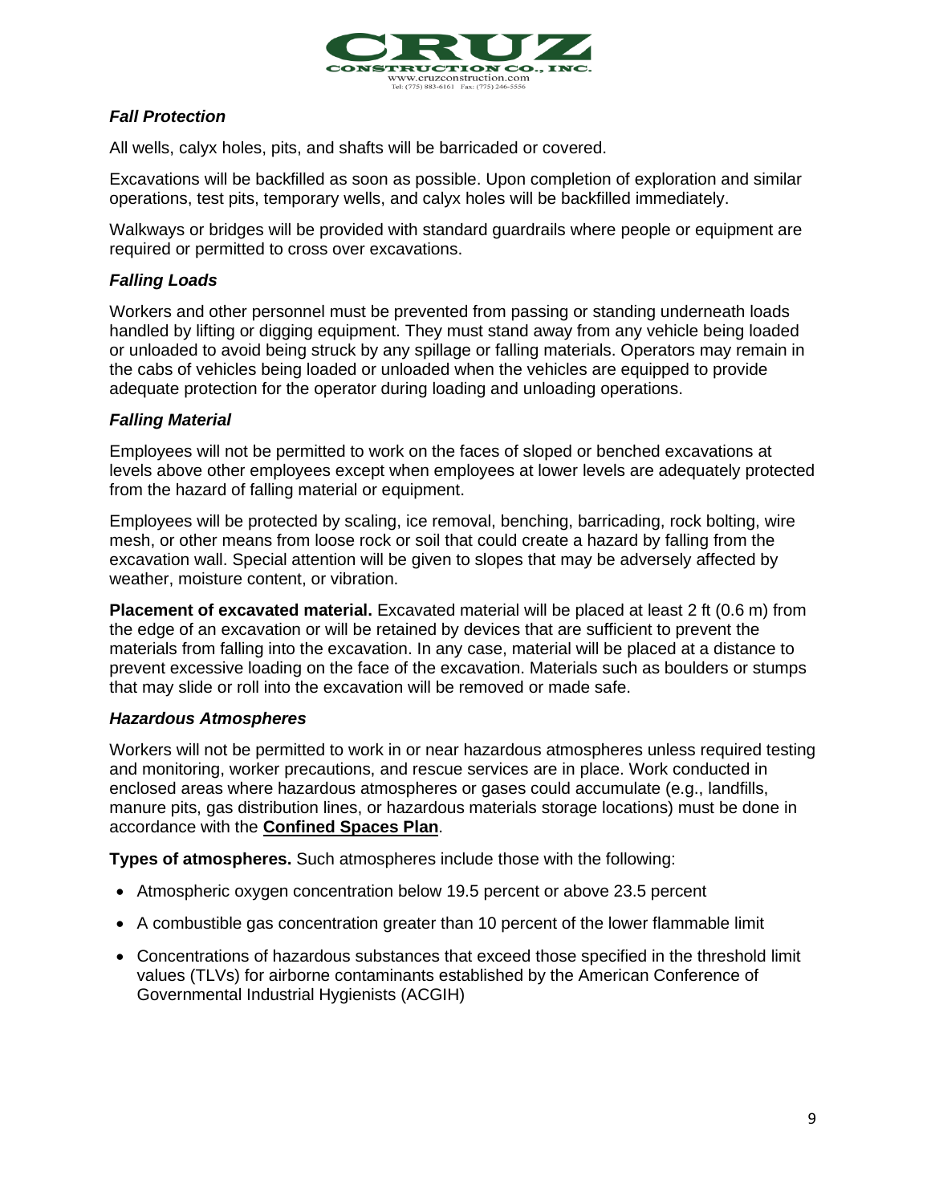### *Fall Protection*

All wells, calyx holes, pits, and shafts will be barricaded or covered.

Excavations will be backfilled as soon as possible. Upon completion of exploration and similar operations, test pits, temporary wells, and calyx holes will be backfilled immediately.

Walkways or bridges will be provided with standard guardrails where people or equipment are required or permitted to cross over excavations.

### *Falling Loads*

Workers and other personnel must be prevented from passing or standing underneath loads handled by lifting or digging equipment. They must stand away from any vehicle being loaded or unloaded to avoid being struck by any spillage or falling materials. Operators may remain in the cabs of vehicles being loaded or unloaded when the vehicles are equipped to provide adequate protection for the operator during loading and unloading operations.

### *Falling Material*

Employees will not be permitted to work on the faces of sloped or benched excavations at levels above other employees except when employees at lower levels are adequately protected from the hazard of falling material or equipment.

Employees will be protected by scaling, ice removal, benching, barricading, rock bolting, wire mesh, or other means from loose rock or soil that could create a hazard by falling from the excavation wall. Special attention will be given to slopes that may be adversely affected by weather, moisture content, or vibration.

**Placement of excavated material.** Excavated material will be placed at least 2 ft (0.6 m) from the edge of an excavation or will be retained by devices that are sufficient to prevent the materials from falling into the excavation. In any case, material will be placed at a distance to prevent excessive loading on the face of the excavation. Materials such as boulders or stumps that may slide or roll into the excavation will be removed or made safe.

### *Hazardous Atmospheres*

Workers will not be permitted to work in or near hazardous atmospheres unless required testing and monitoring, worker precautions, and rescue services are in place. Work conducted in enclosed areas where hazardous atmospheres or gases could accumulate (e.g., landfills, manure pits, gas distribution lines, or hazardous materials storage locations) must be done in accordance with the **Confined Spaces Plan**.

**Types of atmospheres.** Such atmospheres include those with the following:

- Atmospheric oxygen concentration below 19.5 percent or above 23.5 percent
- A combustible gas concentration greater than 10 percent of the lower flammable limit
- Concentrations of hazardous substances that exceed those specified in the threshold limit values (TLVs) for airborne contaminants established by the American Conference of Governmental Industrial Hygienists (ACGIH)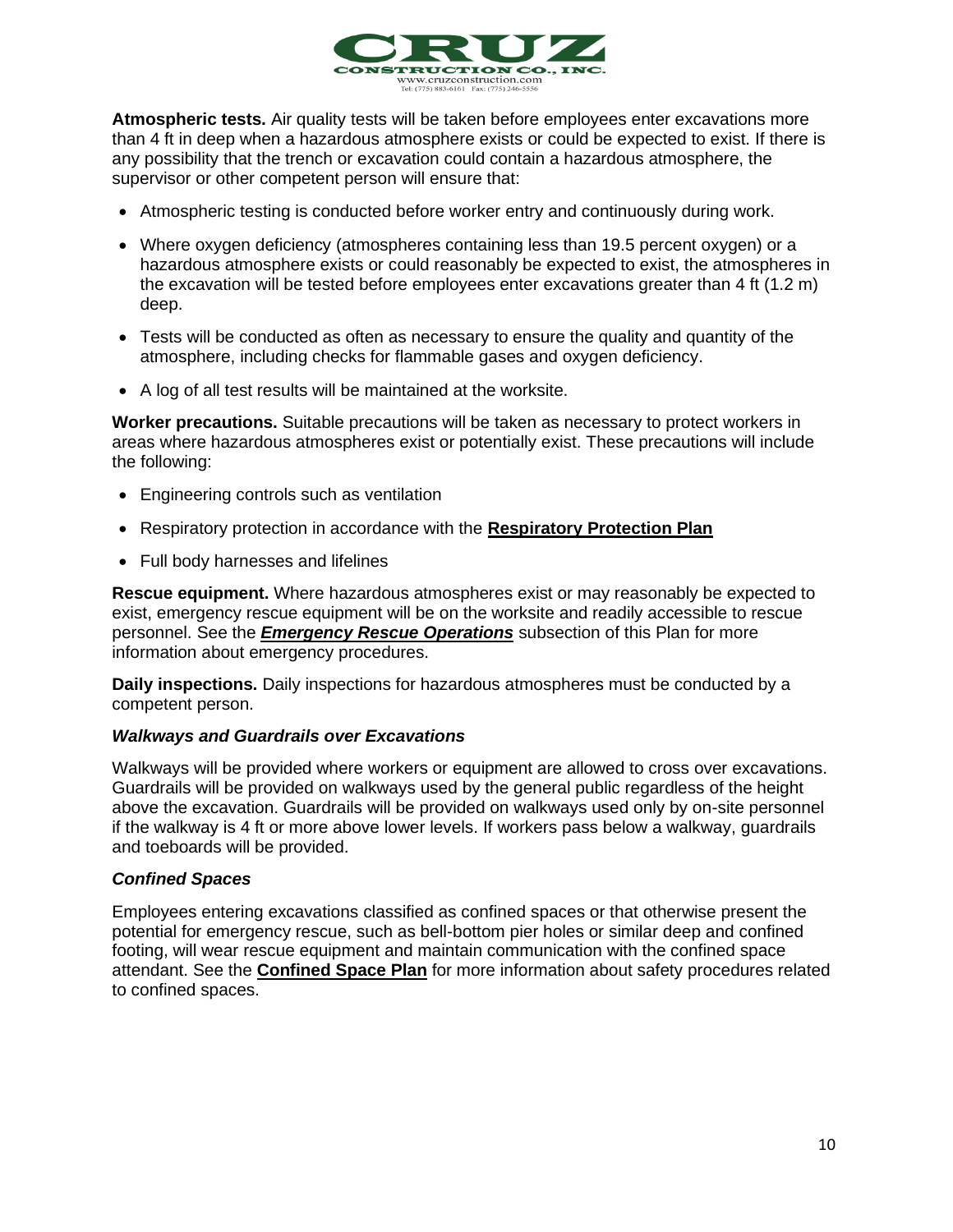**Atmospheric tests.** Air quality tests will be taken before employees enter excavations more than 4 ft in deep when a hazardous atmosphere exists or could be expected to exist. If there is any possibility that the trench or excavation could contain a hazardous atmosphere, the supervisor or other competent person will ensure that:

- Atmospheric testing is conducted before worker entry and continuously during work.
- Where oxygen deficiency (atmospheres containing less than 19.5 percent oxygen) or a hazardous atmosphere exists or could reasonably be expected to exist, the atmospheres in the excavation will be tested before employees enter excavations greater than 4 ft (1.2 m) deep.
- Tests will be conducted as often as necessary to ensure the quality and quantity of the atmosphere, including checks for flammable gases and oxygen deficiency.
- A log of all test results will be maintained at the worksite.

**Worker precautions.** Suitable precautions will be taken as necessary to protect workers in areas where hazardous atmospheres exist or potentially exist. These precautions will include the following:

- Engineering controls such as ventilation
- Respiratory protection in accordance with the **Respiratory Protection Plan**
- Full body harnesses and lifelines

**Rescue equipment.** Where hazardous atmospheres exist or may reasonably be expected to exist, emergency rescue equipment will be on the worksite and readily accessible to rescue personnel. See the ***Emergency Rescue Operations*** subsection of this Plan for more information about emergency procedures.

**Daily inspections.** Daily inspections for hazardous atmospheres must be conducted by a competent person.

### *Walkways and Guardrails over Excavations*

Walkways will be provided where workers or equipment are allowed to cross over excavations. Guardrails will be provided on walkways used by the general public regardless of the height above the excavation. Guardrails will be provided on walkways used only by on-site personnel if the walkway is 4 ft or more above lower levels. If workers pass below a walkway, guardrails and toeboards will be provided.

### *Confined Spaces*

Employees entering excavations classified as confined spaces or that otherwise present the potential for emergency rescue, such as bell-bottom pier holes or similar deep and confined footing, will wear rescue equipment and maintain communication with the confined space attendant. See the **Confined Space Plan** for more information about safety procedures related to confined spaces.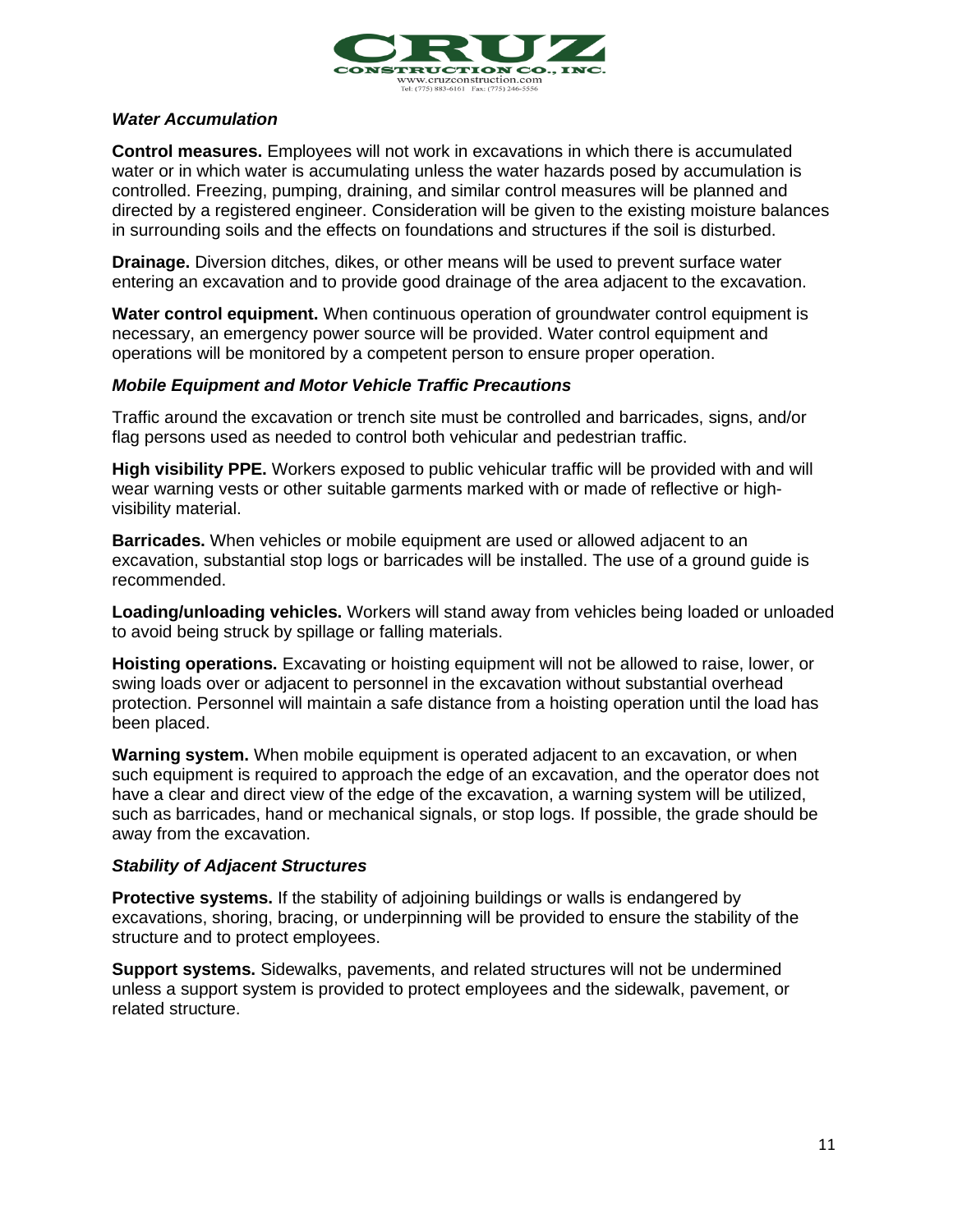***Water Accumulation***

**Control measures.** Employees will not work in excavations in which there is accumulated water or in which water is accumulating unless the water hazards posed by accumulation is controlled. Freezing, pumping, draining, and similar control measures will be planned and directed by a registered engineer. Consideration will be given to the existing moisture balances in surrounding soils and the effects on foundations and structures if the soil is disturbed.

**Drainage.** Diversion ditches, dikes, or other means will be used to prevent surface water entering an excavation and to provide good drainage of the area adjacent to the excavation.

**Water control equipment.** When continuous operation of groundwater control equipment is necessary, an emergency power source will be provided. Water control equipment and operations will be monitored by a competent person to ensure proper operation.

***Mobile Equipment and Motor Vehicle Traffic Precautions***

Traffic around the excavation or trench site must be controlled and barricades, signs, and/or flag persons used as needed to control both vehicular and pedestrian traffic.

**High visibility PPE.** Workers exposed to public vehicular traffic will be provided with and will wear warning vests or other suitable garments marked with or made of reflective or high-visibility material.

**Barricades.** When vehicles or mobile equipment are used or allowed adjacent to an excavation, substantial stop logs or barricades will be installed. The use of a ground guide is recommended.

**Loading/unloading vehicles.** Workers will stand away from vehicles being loaded or unloaded to avoid being struck by spillage or falling materials.

**Hoisting operations.** Excavating or hoisting equipment will not be allowed to raise, lower, or swing loads over or adjacent to personnel in the excavation without substantial overhead protection. Personnel will maintain a safe distance from a hoisting operation until the load has been placed.

**Warning system.** When mobile equipment is operated adjacent to an excavation, or when such equipment is required to approach the edge of an excavation, and the operator does not have a clear and direct view of the edge of the excavation, a warning system will be utilized, such as barricades, hand or mechanical signals, or stop logs. If possible, the grade should be away from the excavation.

***Stability of Adjacent Structures***

**Protective systems.** If the stability of adjoining buildings or walls is endangered by excavations, shoring, bracing, or underpinning will be provided to ensure the stability of the structure and to protect employees.

**Support systems.** Sidewalks, pavements, and related structures will not be undermined unless a support system is provided to protect employees and the sidewalk, pavement, or related structure.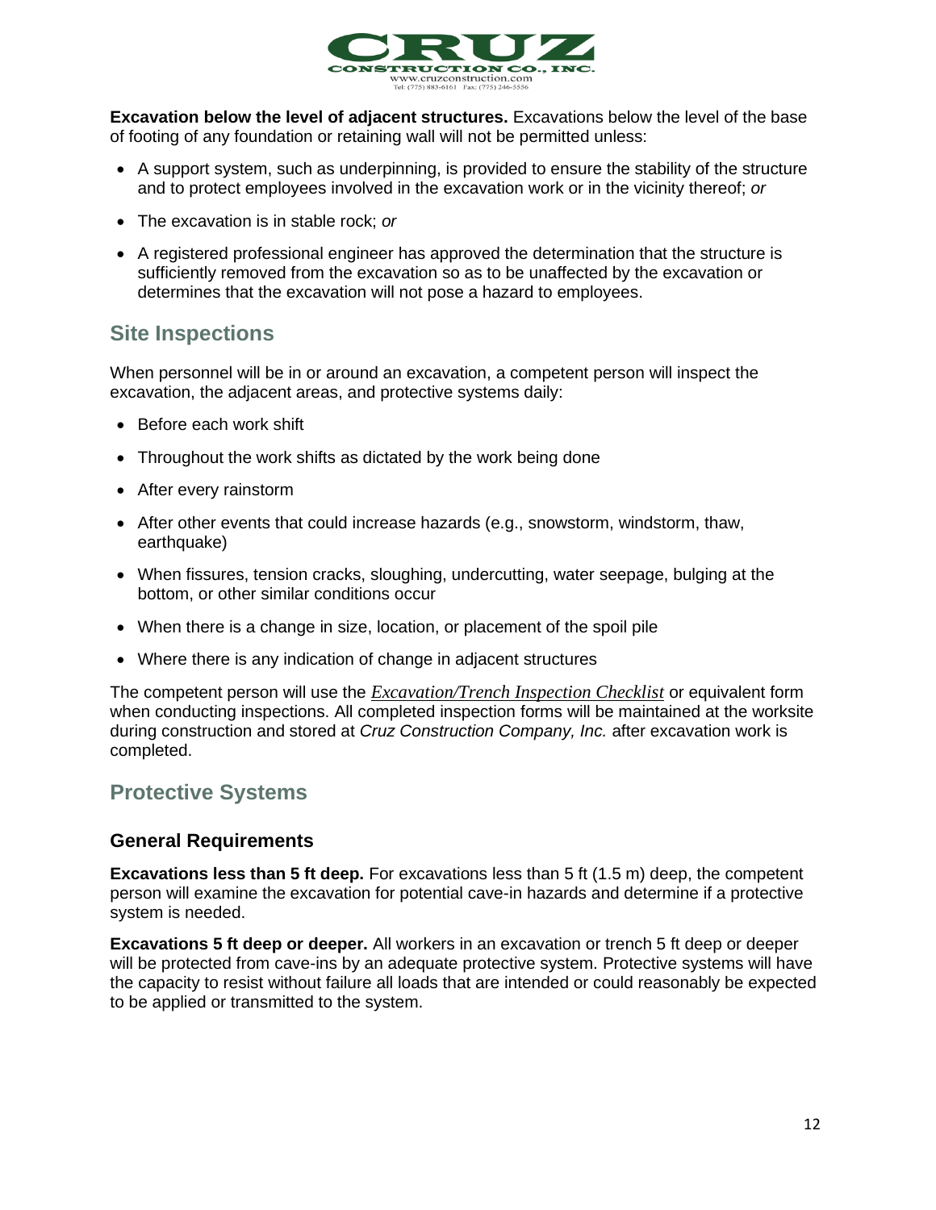**Excavation below the level of adjacent structures.** Excavations below the level of the base of footing of any foundation or retaining wall will not be permitted unless:

- A support system, such as underpinning, is provided to ensure the stability of the structure and to protect employees involved in the excavation work or in the vicinity thereof; *or*
- The excavation is in stable rock; *or*
- A registered professional engineer has approved the determination that the structure is sufficiently removed from the excavation so as to be unaffected by the excavation or determines that the excavation will not pose a hazard to employees.

## Site Inspections

When personnel will be in or around an excavation, a competent person will inspect the excavation, the adjacent areas, and protective systems daily:

- Before each work shift
- Throughout the work shifts as dictated by the work being done
- After every rainstorm
- After other events that could increase hazards (e.g., snowstorm, windstorm, thaw, earthquake)
- When fissures, tension cracks, sloughing, undercutting, water seepage, bulging at the bottom, or other similar conditions occur
- When there is a change in size, location, or placement of the spoil pile
- Where there is any indication of change in adjacent structures

The competent person will use the *Excavation/Trench Inspection Checklist* or equivalent form when conducting inspections. All completed inspection forms will be maintained at the worksite during construction and stored at *Cruz Construction Company, Inc.* after excavation work is completed.

## Protective Systems

### General Requirements

**Excavations less than 5 ft deep.** For excavations less than 5 ft (1.5 m) deep, the competent person will examine the excavation for potential cave-in hazards and determine if a protective system is needed.

**Excavations 5 ft deep or deeper.** All workers in an excavation or trench 5 ft deep or deeper will be protected from cave-ins by an adequate protective system. Protective systems will have the capacity to resist without failure all loads that are intended or could reasonably be expected to be applied or transmitted to the system.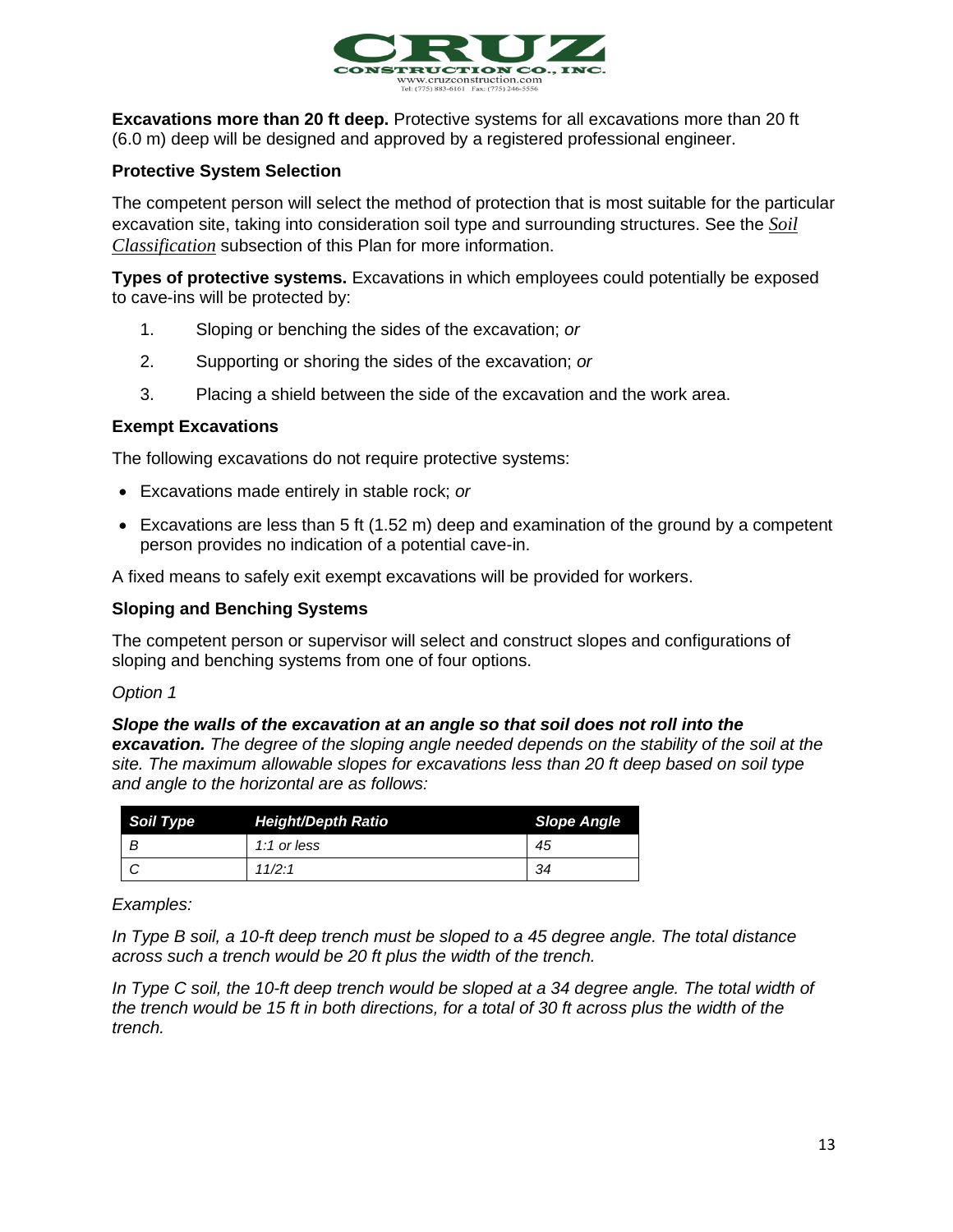**Excavations more than 20 ft deep.** Protective systems for all excavations more than 20 ft (6.0 m) deep will be designed and approved by a registered professional engineer.

### Protective System Selection

The competent person will select the method of protection that is most suitable for the particular excavation site, taking into consideration soil type and surrounding structures. See the *Soil Classification* subsection of this Plan for more information.

**Types of protective systems.** Excavations in which employees could potentially be exposed to cave-ins will be protected by:

1. Sloping or benching the sides of the excavation; *or*
2. Supporting or shoring the sides of the excavation; *or*
3. Placing a shield between the side of the excavation and the work area.

### Exempt Excavations

The following excavations do not require protective systems:

- Excavations made entirely in stable rock; *or*
- Excavations are less than 5 ft (1.52 m) deep and examination of the ground by a competent person provides no indication of a potential cave-in.

A fixed means to safely exit exempt excavations will be provided for workers.

### Sloping and Benching Systems

The competent person or supervisor will select and construct slopes and configurations of sloping and benching systems from one of four options.

*Option 1*

***Slope the walls of the excavation at an angle so that soil does not roll into the excavation.*** *The degree of the sloping angle needed depends on the stability of the soil at the site. The maximum allowable slopes for excavations less than 20 ft deep based on soil type and angle to the horizontal are as follows:*

| *Soil Type* | *Height/Depth Ratio* | *Slope Angle* |
|---|---|---|
| *B* | *1:1 or less* | *45* |
| *C* | *11/2:1* | *34* |

*Examples:*

*In Type B soil, a 10-ft deep trench must be sloped to a 45 degree angle. The total distance across such a trench would be 20 ft plus the width of the trench.*

*In Type C soil, the 10-ft deep trench would be sloped at a 34 degree angle. The total width of the trench would be 15 ft in both directions, for a total of 30 ft across plus the width of the trench.*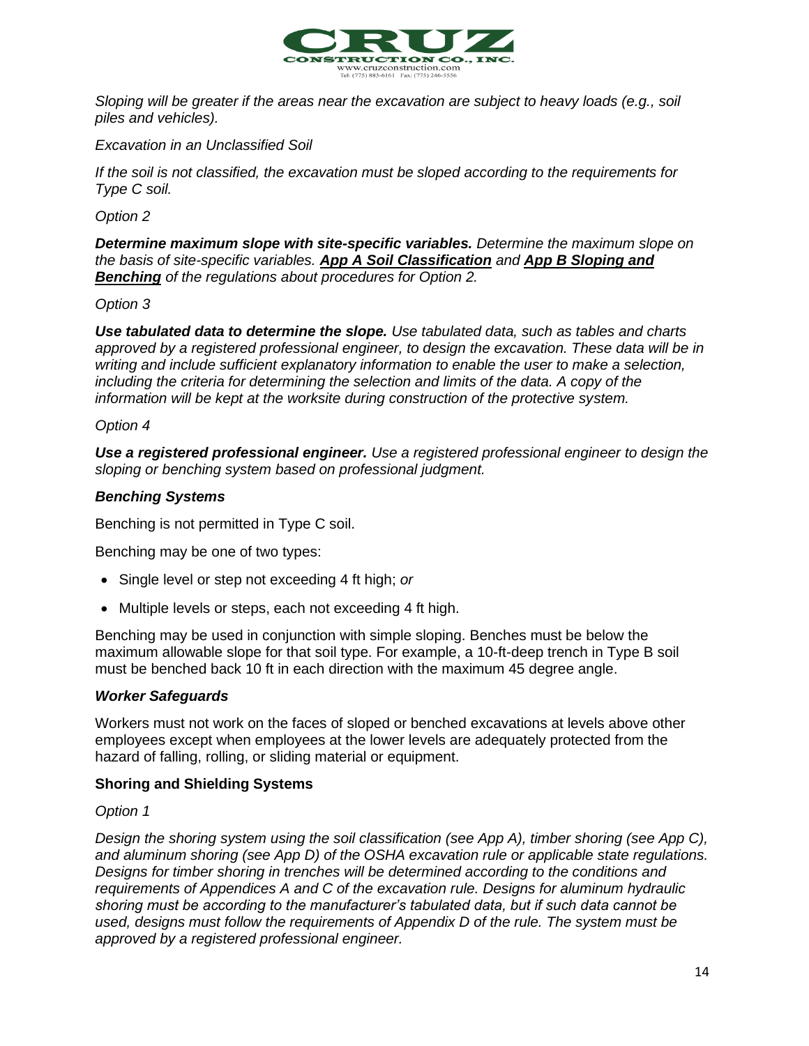*Sloping will be greater if the areas near the excavation are subject to heavy loads (e.g., soil piles and vehicles).*

*Excavation in an Unclassified Soil*

*If the soil is not classified, the excavation must be sloped according to the requirements for Type C soil.*

*Option 2*

***Determine maximum slope with site-specific variables.*** *Determine the maximum slope on the basis of site-specific variables.* ***App A Soil Classification*** *and* ***App B Sloping and Benching*** *of the regulations about procedures for Option 2.*

*Option 3*

***Use tabulated data to determine the slope.*** *Use tabulated data, such as tables and charts approved by a registered professional engineer, to design the excavation. These data will be in writing and include sufficient explanatory information to enable the user to make a selection, including the criteria for determining the selection and limits of the data. A copy of the information will be kept at the worksite during construction of the protective system.*

*Option 4*

***Use a registered professional engineer.*** *Use a registered professional engineer to design the sloping or benching system based on professional judgment.*

### *Benching Systems*

Benching is not permitted in Type C soil.

Benching may be one of two types:

- Single level or step not exceeding 4 ft high; *or*
- Multiple levels or steps, each not exceeding 4 ft high.

Benching may be used in conjunction with simple sloping. Benches must be below the maximum allowable slope for that soil type. For example, a 10-ft-deep trench in Type B soil must be benched back 10 ft in each direction with the maximum 45 degree angle.

### *Worker Safeguards*

Workers must not work on the faces of sloped or benched excavations at levels above other employees except when employees at the lower levels are adequately protected from the hazard of falling, rolling, or sliding material or equipment.

### Shoring and Shielding Systems

*Option 1*

*Design the shoring system using the soil classification (see App A), timber shoring (see App C), and aluminum shoring (see App D) of the OSHA excavation rule or applicable state regulations. Designs for timber shoring in trenches will be determined according to the conditions and requirements of Appendices A and C of the excavation rule. Designs for aluminum hydraulic shoring must be according to the manufacturer's tabulated data, but if such data cannot be used, designs must follow the requirements of Appendix D of the rule. The system must be approved by a registered professional engineer.*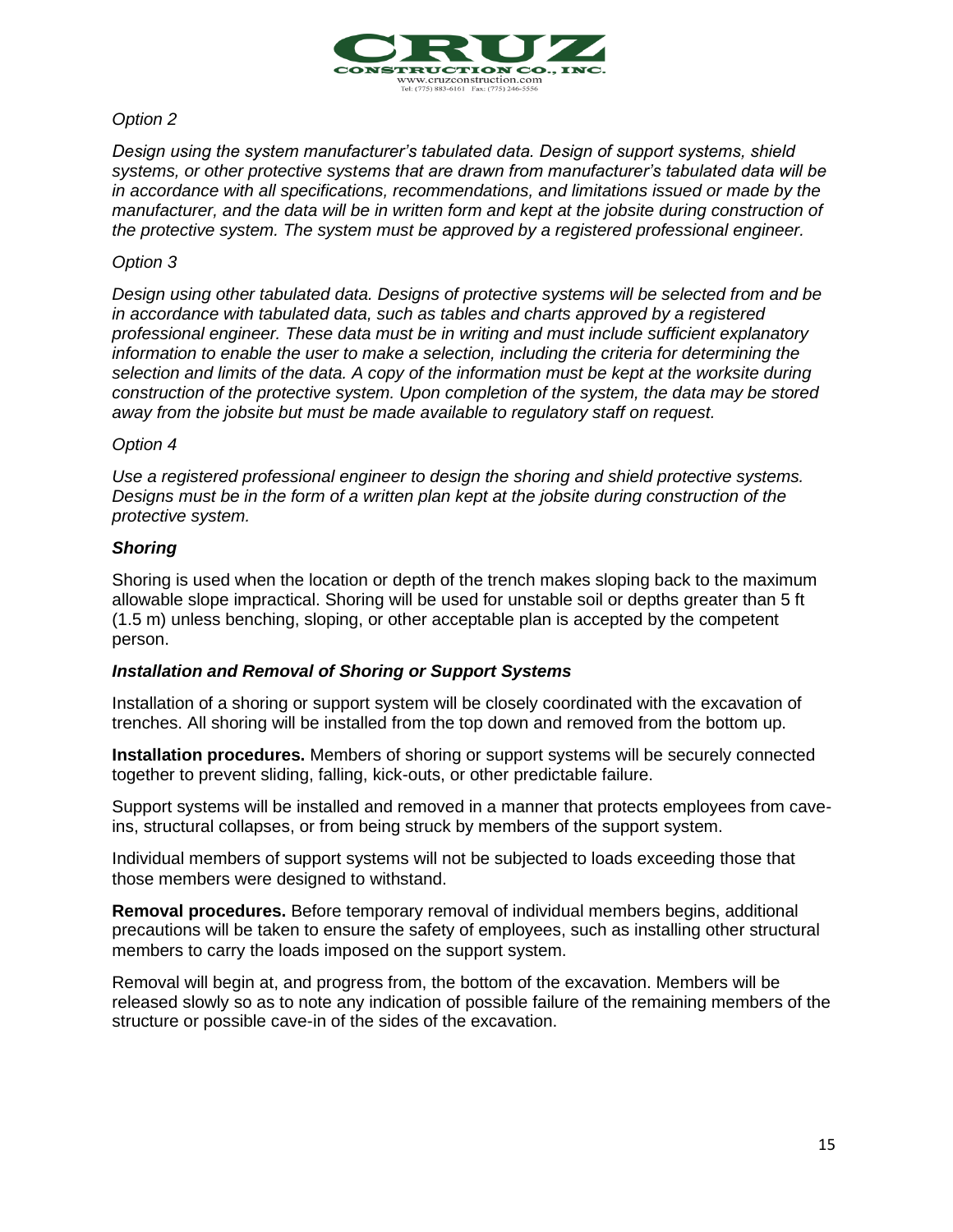*Option 2*

*Design using the system manufacturer's tabulated data. Design of support systems, shield systems, or other protective systems that are drawn from manufacturer's tabulated data will be in accordance with all specifications, recommendations, and limitations issued or made by the manufacturer, and the data will be in written form and kept at the jobsite during construction of the protective system. The system must be approved by a registered professional engineer.*

*Option 3*

*Design using other tabulated data. Designs of protective systems will be selected from and be in accordance with tabulated data, such as tables and charts approved by a registered professional engineer. These data must be in writing and must include sufficient explanatory information to enable the user to make a selection, including the criteria for determining the selection and limits of the data. A copy of the information must be kept at the worksite during construction of the protective system. Upon completion of the system, the data may be stored away from the jobsite but must be made available to regulatory staff on request.*

*Option 4*

*Use a registered professional engineer to design the shoring and shield protective systems. Designs must be in the form of a written plan kept at the jobsite during construction of the protective system.*

### ***Shoring***

Shoring is used when the location or depth of the trench makes sloping back to the maximum allowable slope impractical. Shoring will be used for unstable soil or depths greater than 5 ft (1.5 m) unless benching, sloping, or other acceptable plan is accepted by the competent person.

### ***Installation and Removal of Shoring or Support Systems***

Installation of a shoring or support system will be closely coordinated with the excavation of trenches. All shoring will be installed from the top down and removed from the bottom up.

**Installation procedures.** Members of shoring or support systems will be securely connected together to prevent sliding, falling, kick-outs, or other predictable failure.

Support systems will be installed and removed in a manner that protects employees from cave-ins, structural collapses, or from being struck by members of the support system.

Individual members of support systems will not be subjected to loads exceeding those that those members were designed to withstand.

**Removal procedures.** Before temporary removal of individual members begins, additional precautions will be taken to ensure the safety of employees, such as installing other structural members to carry the loads imposed on the support system.

Removal will begin at, and progress from, the bottom of the excavation. Members will be released slowly so as to note any indication of possible failure of the remaining members of the structure or possible cave-in of the sides of the excavation.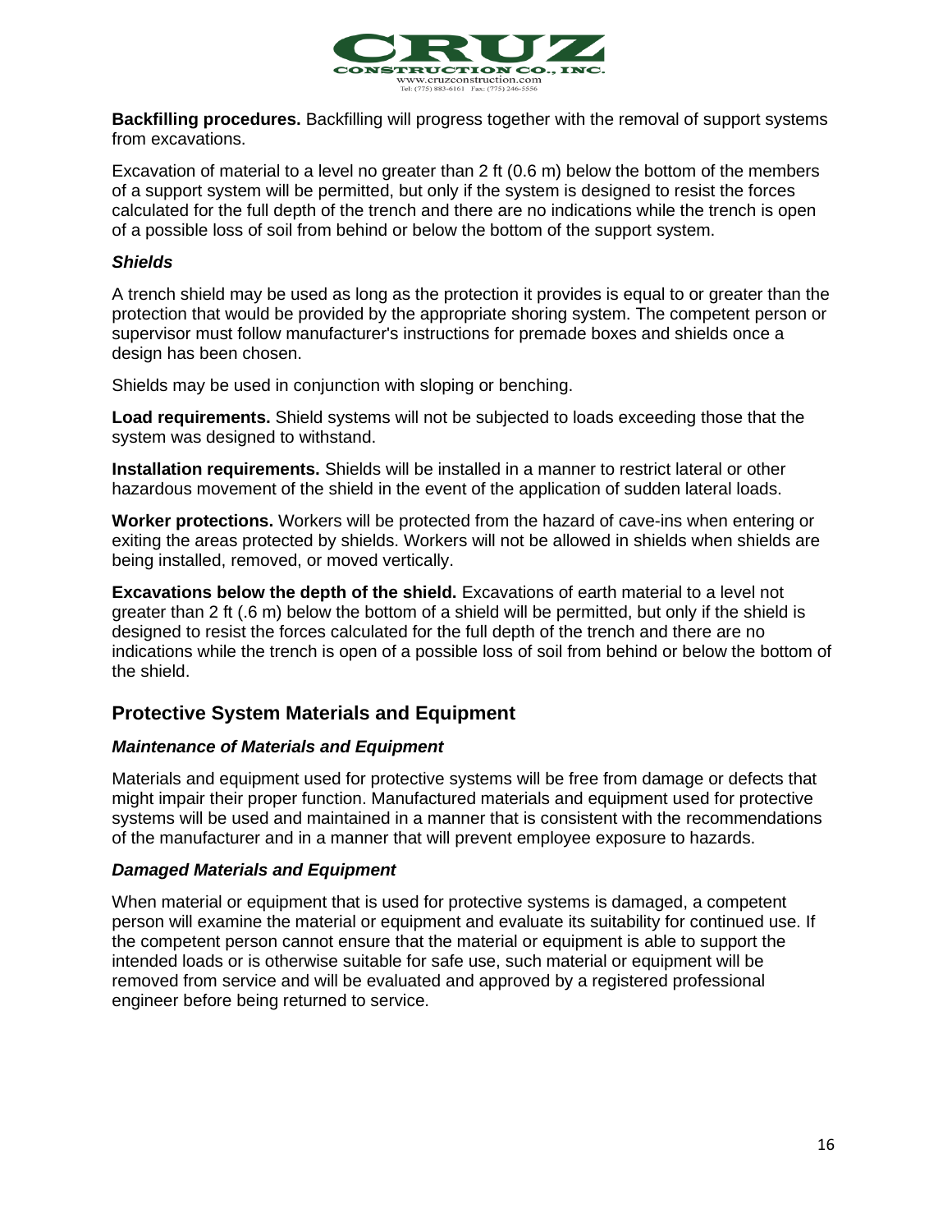**Backfilling procedures.** Backfilling will progress together with the removal of support systems from excavations.

Excavation of material to a level no greater than 2 ft (0.6 m) below the bottom of the members of a support system will be permitted, but only if the system is designed to resist the forces calculated for the full depth of the trench and there are no indications while the trench is open of a possible loss of soil from behind or below the bottom of the support system.

### *Shields*

A trench shield may be used as long as the protection it provides is equal to or greater than the protection that would be provided by the appropriate shoring system. The competent person or supervisor must follow manufacturer's instructions for premade boxes and shields once a design has been chosen.

Shields may be used in conjunction with sloping or benching.

**Load requirements.** Shield systems will not be subjected to loads exceeding those that the system was designed to withstand.

**Installation requirements.** Shields will be installed in a manner to restrict lateral or other hazardous movement of the shield in the event of the application of sudden lateral loads.

**Worker protections.** Workers will be protected from the hazard of cave-ins when entering or exiting the areas protected by shields. Workers will not be allowed in shields when shields are being installed, removed, or moved vertically.

**Excavations below the depth of the shield.** Excavations of earth material to a level not greater than 2 ft (.6 m) below the bottom of a shield will be permitted, but only if the shield is designed to resist the forces calculated for the full depth of the trench and there are no indications while the trench is open of a possible loss of soil from behind or below the bottom of the shield.

## Protective System Materials and Equipment

### *Maintenance of Materials and Equipment*

Materials and equipment used for protective systems will be free from damage or defects that might impair their proper function. Manufactured materials and equipment used for protective systems will be used and maintained in a manner that is consistent with the recommendations of the manufacturer and in a manner that will prevent employee exposure to hazards.

### *Damaged Materials and Equipment*

When material or equipment that is used for protective systems is damaged, a competent person will examine the material or equipment and evaluate its suitability for continued use. If the competent person cannot ensure that the material or equipment is able to support the intended loads or is otherwise suitable for safe use, such material or equipment will be removed from service and will be evaluated and approved by a registered professional engineer before being returned to service.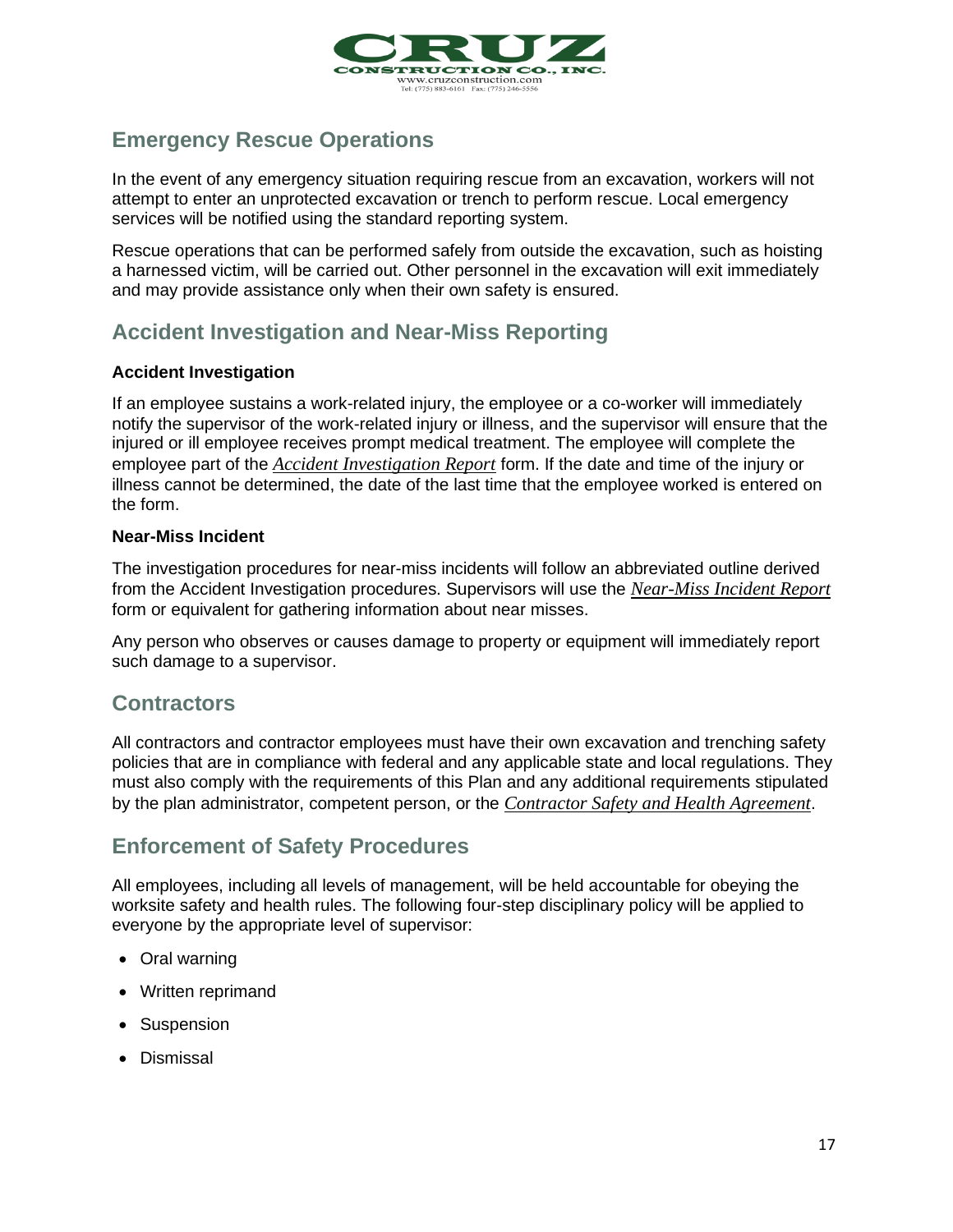## Emergency Rescue Operations

In the event of any emergency situation requiring rescue from an excavation, workers will not attempt to enter an unprotected excavation or trench to perform rescue. Local emergency services will be notified using the standard reporting system.

Rescue operations that can be performed safely from outside the excavation, such as hoisting a harnessed victim, will be carried out. Other personnel in the excavation will exit immediately and may provide assistance only when their own safety is ensured.

## Accident Investigation and Near-Miss Reporting

### Accident Investigation

If an employee sustains a work-related injury, the employee or a co-worker will immediately notify the supervisor of the work-related injury or illness, and the supervisor will ensure that the injured or ill employee receives prompt medical treatment. The employee will complete the employee part of the *Accident Investigation Report* form. If the date and time of the injury or illness cannot be determined, the date of the last time that the employee worked is entered on the form.

### Near-Miss Incident

The investigation procedures for near-miss incidents will follow an abbreviated outline derived from the Accident Investigation procedures. Supervisors will use the *Near-Miss Incident Report* form or equivalent for gathering information about near misses.

Any person who observes or causes damage to property or equipment will immediately report such damage to a supervisor.

## Contractors

All contractors and contractor employees must have their own excavation and trenching safety policies that are in compliance with federal and any applicable state and local regulations. They must also comply with the requirements of this Plan and any additional requirements stipulated by the plan administrator, competent person, or the *Contractor Safety and Health Agreement*.

## Enforcement of Safety Procedures

All employees, including all levels of management, will be held accountable for obeying the worksite safety and health rules. The following four-step disciplinary policy will be applied to everyone by the appropriate level of supervisor:

- Oral warning
- Written reprimand
- Suspension
- Dismissal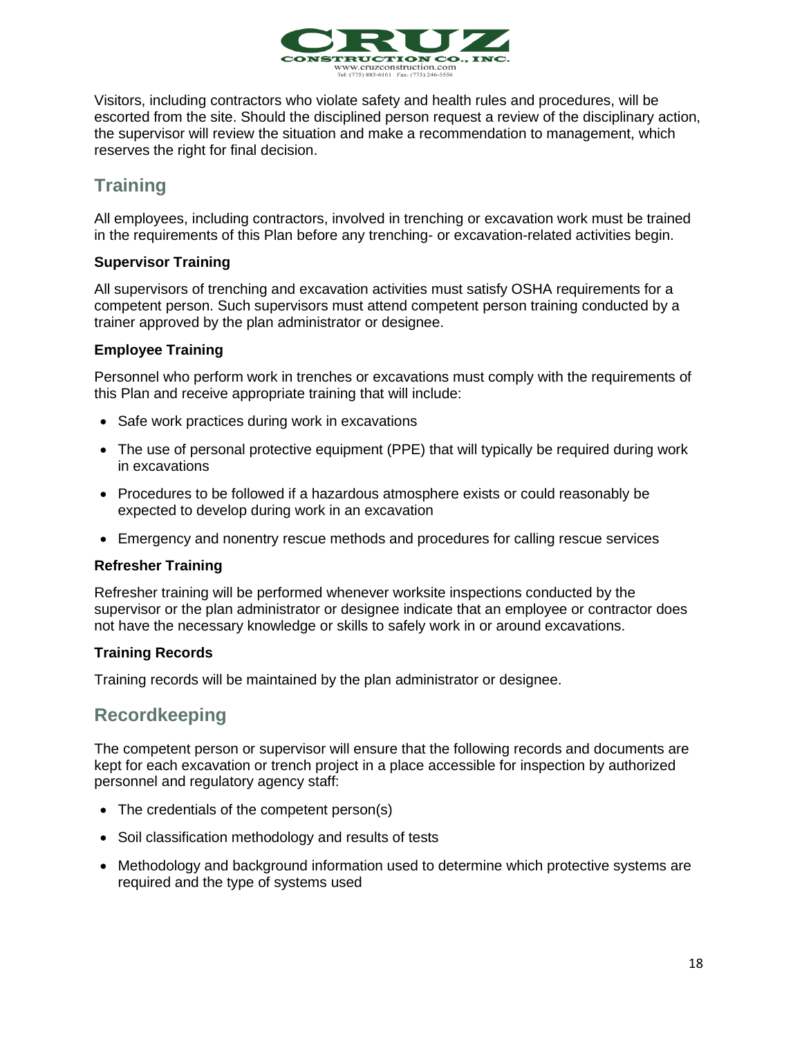Visitors, including contractors who violate safety and health rules and procedures, will be escorted from the site. Should the disciplined person request a review of the disciplinary action, the supervisor will review the situation and make a recommendation to management, which reserves the right for final decision.

## Training

All employees, including contractors, involved in trenching or excavation work must be trained in the requirements of this Plan before any trenching- or excavation-related activities begin.

### Supervisor Training

All supervisors of trenching and excavation activities must satisfy OSHA requirements for a competent person. Such supervisors must attend competent person training conducted by a trainer approved by the plan administrator or designee.

### Employee Training

Personnel who perform work in trenches or excavations must comply with the requirements of this Plan and receive appropriate training that will include:

- Safe work practices during work in excavations
- The use of personal protective equipment (PPE) that will typically be required during work in excavations
- Procedures to be followed if a hazardous atmosphere exists or could reasonably be expected to develop during work in an excavation
- Emergency and nonentry rescue methods and procedures for calling rescue services

### Refresher Training

Refresher training will be performed whenever worksite inspections conducted by the supervisor or the plan administrator or designee indicate that an employee or contractor does not have the necessary knowledge or skills to safely work in or around excavations.

### Training Records

Training records will be maintained by the plan administrator or designee.

## Recordkeeping

The competent person or supervisor will ensure that the following records and documents are kept for each excavation or trench project in a place accessible for inspection by authorized personnel and regulatory agency staff:

- The credentials of the competent person(s)
- Soil classification methodology and results of tests
- Methodology and background information used to determine which protective systems are required and the type of systems used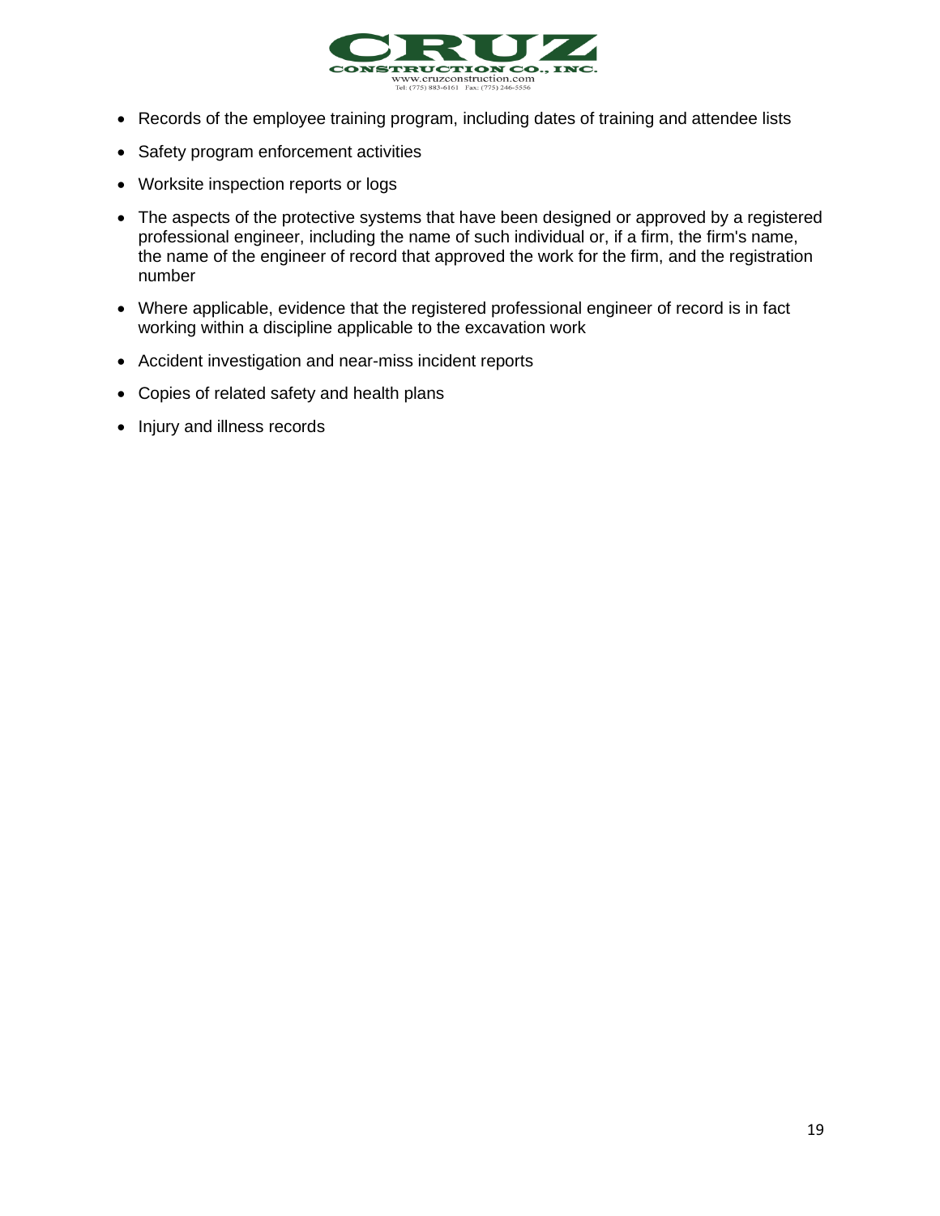- Records of the employee training program, including dates of training and attendee lists
- Safety program enforcement activities
- Worksite inspection reports or logs
- The aspects of the protective systems that have been designed or approved by a registered professional engineer, including the name of such individual or, if a firm, the firm's name, the name of the engineer of record that approved the work for the firm, and the registration number
- Where applicable, evidence that the registered professional engineer of record is in fact working within a discipline applicable to the excavation work
- Accident investigation and near-miss incident reports
- Copies of related safety and health plans
- Injury and illness records